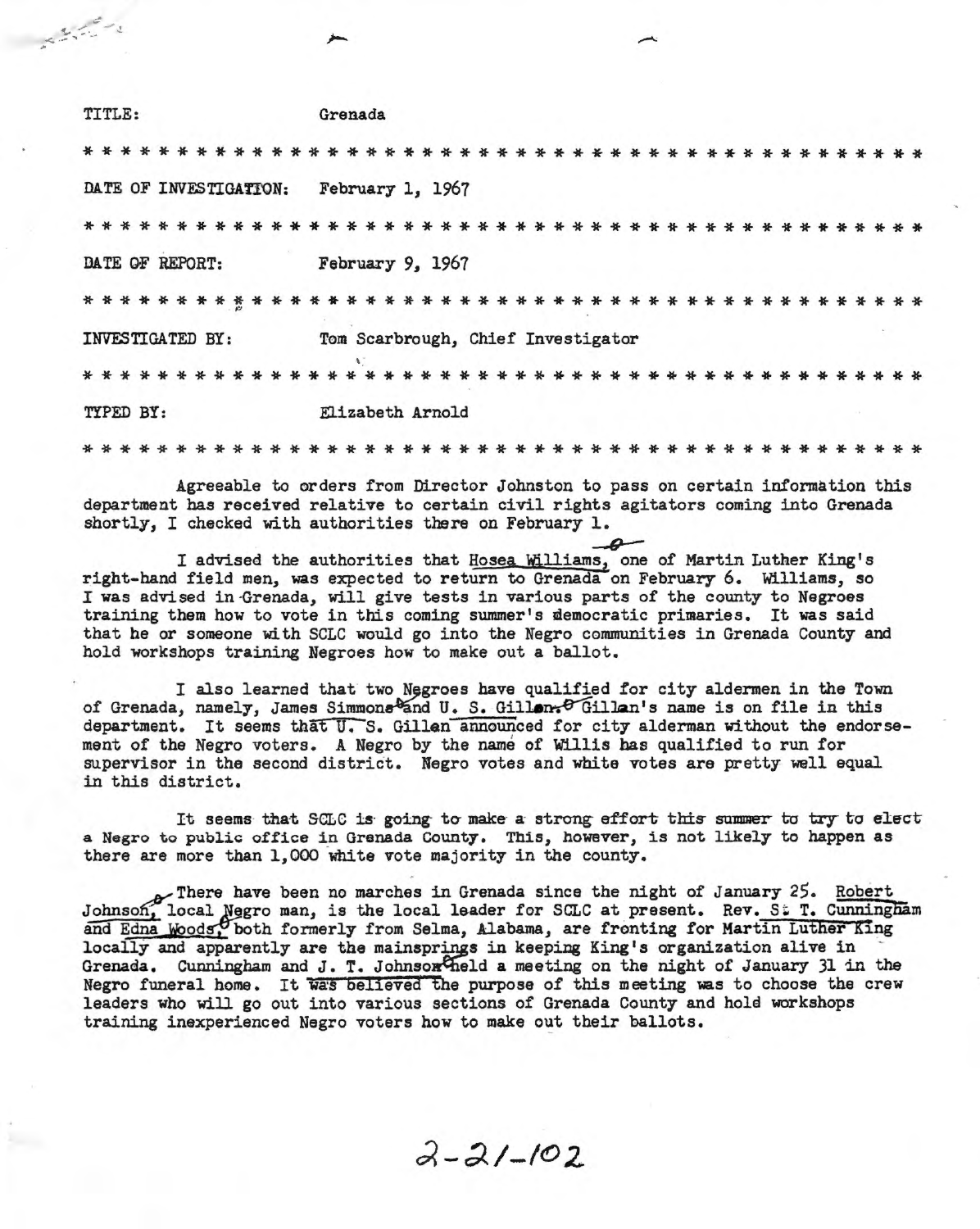TITLE: Grenada

* * * * * * * * * * * * * * * * * * * * * * * * * * * * * * * * * * * * * * * * * * * *

DATE OF INVESTIGATION: February 1, 1967

* * * * * * * * * * * * * * * * * * * * * * * * * * * * * * * * * * * * * * * * * * * *

DATE OF REPORT: February 9, 1967

* * * * * * * * * * * * * * * * * * * * * * * * * * * * * * * * * * * * * * * * * * * *

INVESTIGATED BY: Tom Scarbrough, Chief Investigator

* * * * * * * * * * * * * * * * * * * * * * * * * * * * * * * * * * * * * * * * * * * *

TYPED BY: Elizabeth Arnold

* * * * * * * * * * * * * * * * * * * * * * * * * * * * * * * * * * * * * * * * * * * *

Agreeable to orders from Director Johnston to pass on certain information this department has received relative to certain civil rights agitators coming into Grenada shortly, I checked with authorities there on February 1.

I advised the authorities that Hosea Williams, one of Martin Luther King's right-hand field men, was expected to return to Grenada on February 6. Williams, so I was advised in Grenada, will give tests in various parts of the county to Negroes training them how to vote in this coming summer's democratic primaries. It was said that he or someone with SCLC would go into the Negro communities in Grenada County and hold workshops training Negroes how to make out a ballot.

I also learned that two Negroes have qualified for city aldermen in the Town of Grenada, namely, James Simmons and U. S. Gillon. Gillan's name is on file in this department. It seems that U. S. Gillen announced for city alderman without the endorsement of the Negro voters. A Negro by the name of Willis has qualified to run for supervisor in the second district. Negro votes and white votes are pretty well equal in this district.

It seems that SCLC is going to make a strong effort this summer to try to elect a Negro to public office in Grenada County. This, however, is not likely to happen as there are more than 1,000 white vote majority in the county.

There have been no marches in Grenada since the night of January 25. Robert Johnson, local Negro man, is the local leader for SCLC at present. Rev. S. T. Cunningham and Edna Woods, both formerly from Selma, Alabama, are fronting for Martin Luther King locally and apparently are the mainsprings in keeping King's organization alive in Grenada. Cunningham and J. T. Johnson held a meeting on the night of January 31 in the Negro funeral home. It was believed the purpose of this meeting was to choose the crew leaders who will go out into various sections of Grenada County and hold workshops training inexperienced Negro voters how to make out their ballots.

2-21-102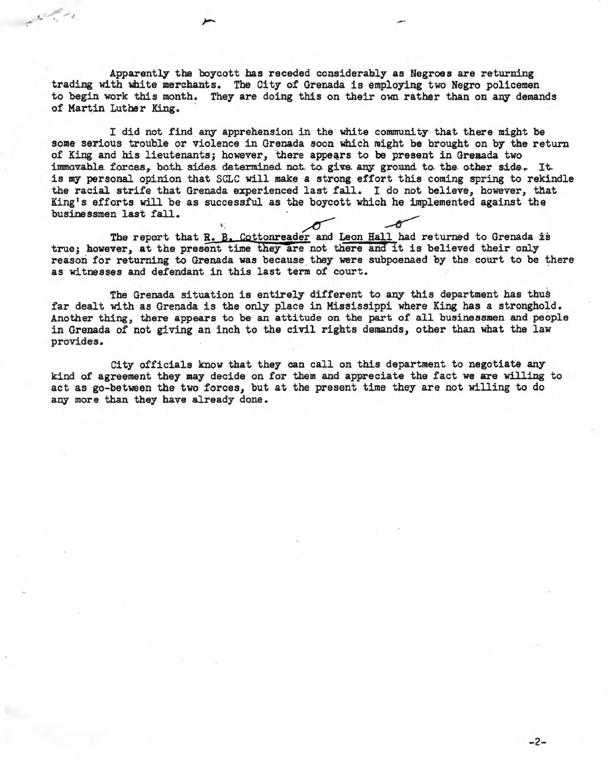Apparently the boycott has receded considerably as Negroes are returning trading with white merchants. The City of Grenada is employing two Negro policemen to begin work this month. They are doing this on their own rather than on any demands of Martin Luther King.

I did not find any apprehension in the white community that there might be some serious trouble or violence in Grenada soon which might be brought on by the return of King and his lieutenants; however, there appears to be present in Grenada two immovable forces, both sides determined not to give any ground to the other side. It is my personal opinion that SCLC will make a strong effort this coming spring to rekindle the racial strife that Grenada experienced last fall. I do not believe, however, that King's efforts will be as successful as the boycott which he implemented against the businessmen last fall.

The report that R. B. Cottonreader and Leon Hall had returned to Grenada is true; however, at the present time they are not there and it is believed their only reason for returning to Grenada was because they were subpoenaed by the court to be there as witnesses and defendant in this last term of court.

The Grenada situation is entirely different to any this department has thus far dealt with as Grenada is the only place in Mississippi where King has a stronghold. Another thing, there appears to be an attitude on the part of all businessmen and people in Grenada of not giving an inch to the civil rights demands, other than what the law provides.

City officials know that they can call on this department to negotiate any kind of agreement they may decide on for them and appreciate the fact we are willing to act as go-between the two forces, but at the present time they are not willing to do any more than they have already done.